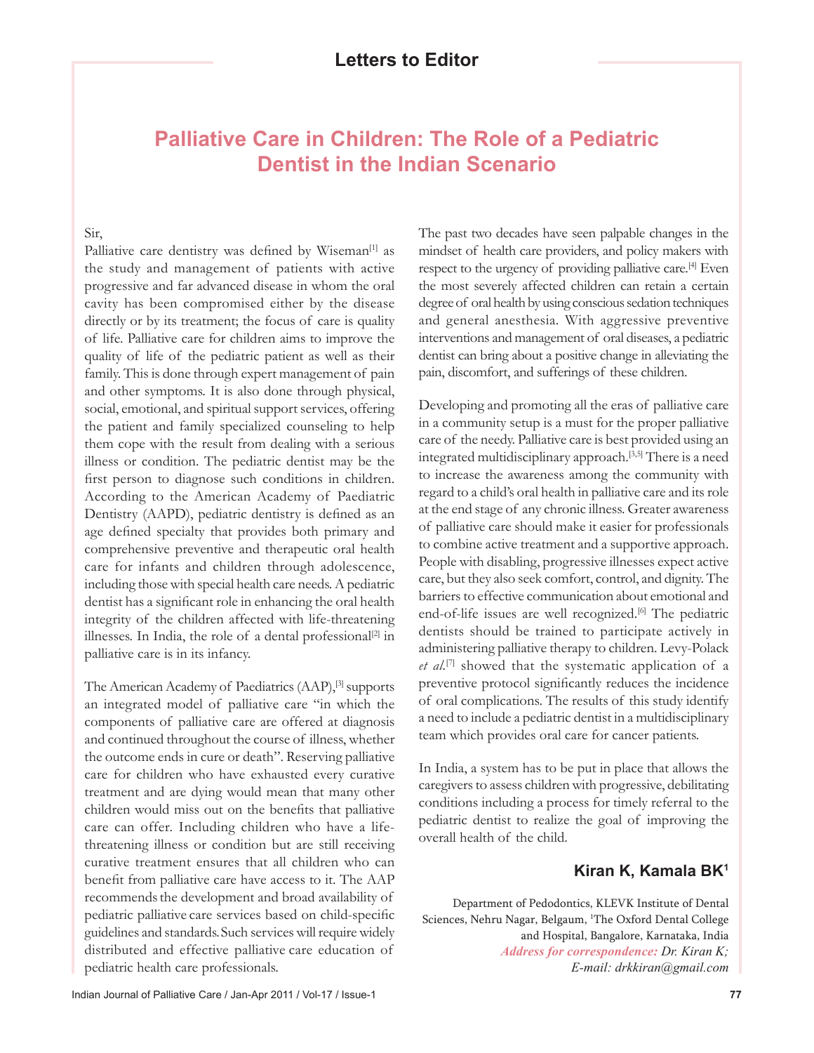## Letters to Editor

# Palliative Care in Children: The Role of a Pediatric Dentist in the Indian Scenario

Sir,

Palliative care dentistry was defined by Wiseman[1] as the study and management of patients with active progressive and far advanced disease in whom the oral cavity has been compromised either by the disease directly or by its treatment; the focus of care is quality of life. Palliative care for children aims to improve the quality of life of the pediatric patient as well as their family. This is done through expert management of pain and other symptoms. It is also done through physical, social, emotional, and spiritual support services, offering the patient and family specialized counseling to help them cope with the result from dealing with a serious illness or condition. The pediatric dentist may be the first person to diagnose such conditions in children. According to the American Academy of Paediatric Dentistry (AAPD), pediatric dentistry is defined as an age defined specialty that provides both primary and comprehensive preventive and therapeutic oral health care for infants and children through adolescence, including those with special health care needs. A pediatric dentist has a significant role in enhancing the oral health integrity of the children affected with life-threatening illnesses. In India, the role of a dental professional[2] in palliative care is in its infancy.

The American Academy of Paediatrics (AAP),[3] supports an integrated model of palliative care "in which the components of palliative care are offered at diagnosis and continued throughout the course of illness, whether the outcome ends in cure or death". Reserving palliative care for children who have exhausted every curative treatment and are dying would mean that many other children would miss out on the benefits that palliative care can offer. Including children who have a life-threatening illness or condition but are still receiving curative treatment ensures that all children who can benefit from palliative care have access to it. The AAP recommends the development and broad availability of pediatric palliative care services based on child-specific guidelines and standards. Such services will require widely distributed and effective palliative care education of pediatric health care professionals.

The past two decades have seen palpable changes in the mindset of health care providers, and policy makers with respect to the urgency of providing palliative care.[4] Even the most severely affected children can retain a certain degree of oral health by using conscious sedation techniques and general anesthesia. With aggressive preventive interventions and management of oral diseases, a pediatric dentist can bring about a positive change in alleviating the pain, discomfort, and sufferings of these children.

Developing and promoting all the eras of palliative care in a community setup is a must for the proper palliative care of the needy. Palliative care is best provided using an integrated multidisciplinary approach.[3,5] There is a need to increase the awareness among the community with regard to a child's oral health in palliative care and its role at the end stage of any chronic illness. Greater awareness of palliative care should make it easier for professionals to combine active treatment and a supportive approach. People with disabling, progressive illnesses expect active care, but they also seek comfort, control, and dignity. The barriers to effective communication about emotional and end-of-life issues are well recognized.[6] The pediatric dentists should be trained to participate actively in administering palliative therapy to children. Levy-Polack *et al*.[7] showed that the systematic application of a preventive protocol significantly reduces the incidence of oral complications. The results of this study identify a need to include a pediatric dentist in a multidisciplinary team which provides oral care for cancer patients.

In India, a system has to be put in place that allows the caregivers to assess children with progressive, debilitating conditions including a process for timely referral to the pediatric dentist to realize the goal of improving the overall health of the child.

**Kiran K, Kamala BK[1]**

Department of Pedodontics, KLEVK Institute of Dental Sciences, Nehru Nagar, Belgaum, [1]The Oxford Dental College and Hospital, Bangalore, Karnataka, India

***Address for correspondence:*** *Dr. Kiran K; E-mail: drkkiran@gmail.com*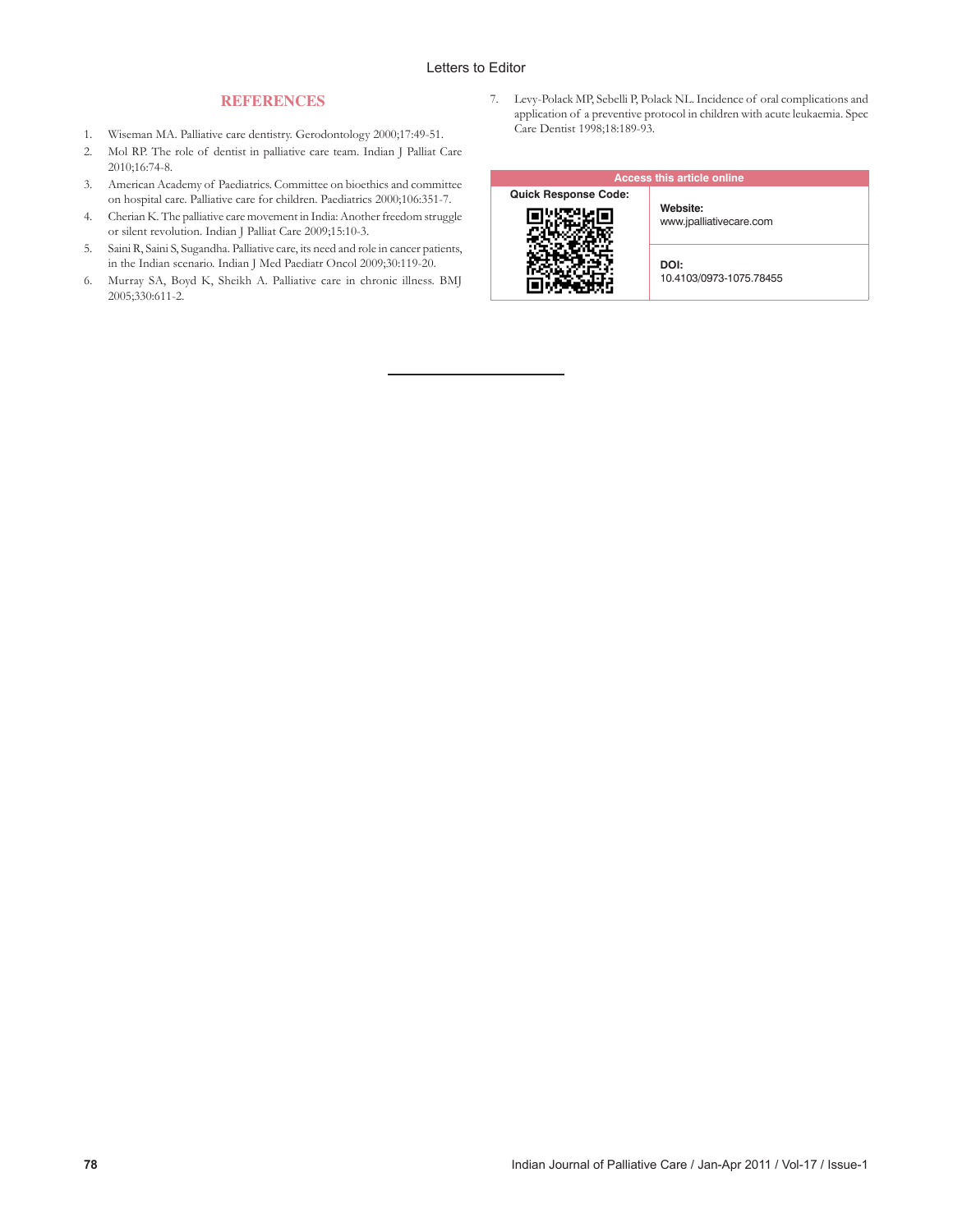## REFERENCES

1. Wiseman MA. Palliative care dentistry. Gerodontology 2000;17:49-51.
2. Mol RP. The role of dentist in palliative care team. Indian J Palliat Care 2010;16:74-8.
3. American Academy of Paediatrics. Committee on bioethics and committee on hospital care. Palliative care for children. Paediatrics 2000;106:351-7.
4. Cherian K. The palliative care movement in India: Another freedom struggle or silent revolution. Indian J Palliat Care 2009;15:10-3.
5. Saini R, Saini S, Sugandha. Palliative care, its need and role in cancer patients, in the Indian scenario. Indian J Med Paediatr Oncol 2009;30:119-20.
6. Murray SA, Boyd K, Sheikh A. Palliative care in chronic illness. BMJ 2005;330:611-2.
7. Levy-Polack MP, Sebelli P, Polack NL. Incidence of oral complications and application of a preventive protocol in children with acute leukaemia. Spec Care Dentist 1998;18:189-93.

| Access this article online | |
|---|---|
| Quick Response Code: | **Website:** www.jpalliativecare.com |
| | **DOI:** 10.4103/0973-1075.78455 |